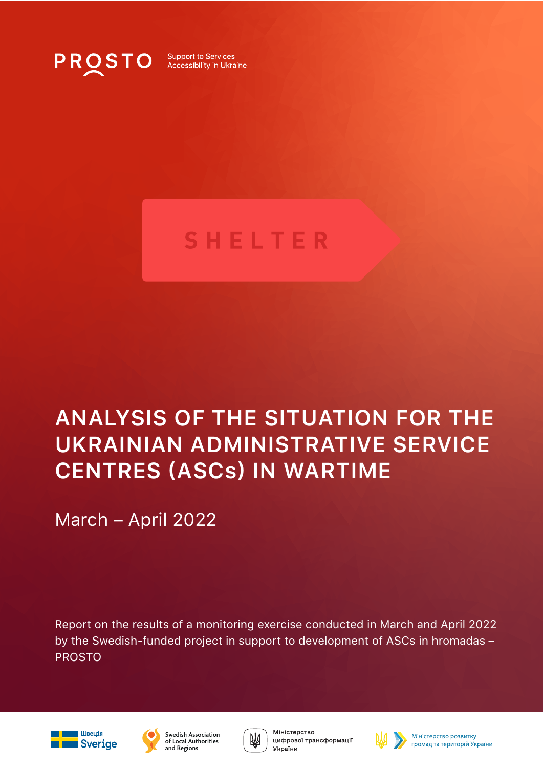PROSTO Support to Services Accessibility in Ukraine

SHELTER

# ANALYSIS OF THE SITUATION FOR THE UKRAINIAN ADMINISTRATIVE SERVICE CENTRES (ASCs) IN WARTIME

March – April 2022

Report on the results of a monitoring exercise conducted in March and April 2022 by the Swedish-funded project in support to development of ASCs in hromadas – PROSTO

Швеція Sverige

Swedish Association of Local Authorities and Regions

Міністерство цифрової трансформації України

Міністерство розвитку громад та територій України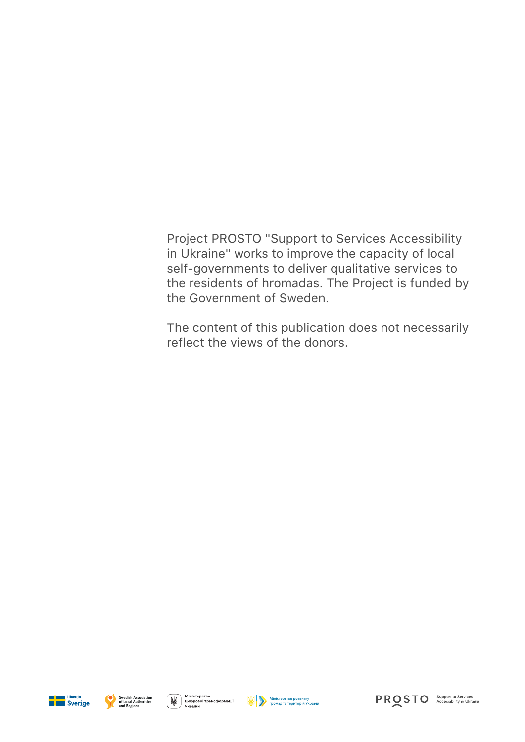Project PROSTO "Support to Services Accessibility in Ukraine" works to improve the capacity of local self-governments to deliver qualitative services to the residents of hromadas. The Project is funded by the Government of Sweden.

The content of this publication does not necessarily reflect the views of the donors.

Швеція Sverige

Swedish Association of Local Authorities and Regions

Міністерство цифрової трансформації України

Міністерство розвитку громад та територій України

PROSTO Support to Services Accessibility in Ukraine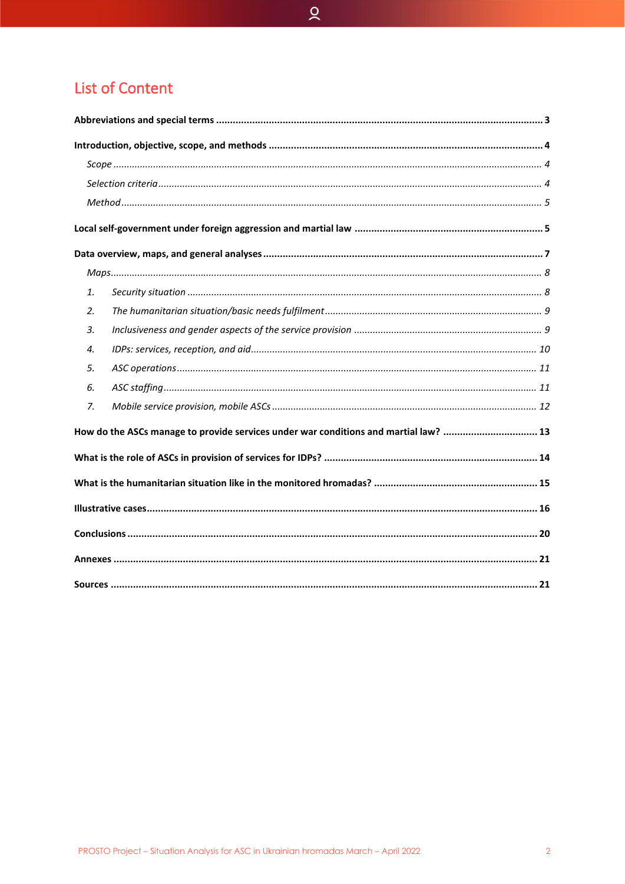# List of Content

**Abbreviations and special terms** .... 3

**Introduction, objective, scope, and methods** .... 4

*Scope* .... 4

*Selection criteria* .... 4

*Method* .... 5

**Local self-government under foreign aggression and martial law** .... 5

**Data overview, maps, and general analyses** .... 7

*Maps* .... 8

1. *Security situation* .... 8
2. *The humanitarian situation/basic needs fulfilment* .... 9
3. *Inclusiveness and gender aspects of the service provision* .... 9
4. *IDPs: services, reception, and aid* .... 10
5. *ASC operations* .... 11
6. *ASC staffing* .... 11
7. *Mobile service provision, mobile ASCs* .... 12

**How do the ASCs manage to provide services under war conditions and martial law?** .... 13

**What is the role of ASCs in provision of services for IDPs?** .... 14

**What is the humanitarian situation like in the monitored hromadas?** .... 15

**Illustrative cases** .... 16

**Conclusions** .... 20

**Annexes** .... 21

**Sources** .... 21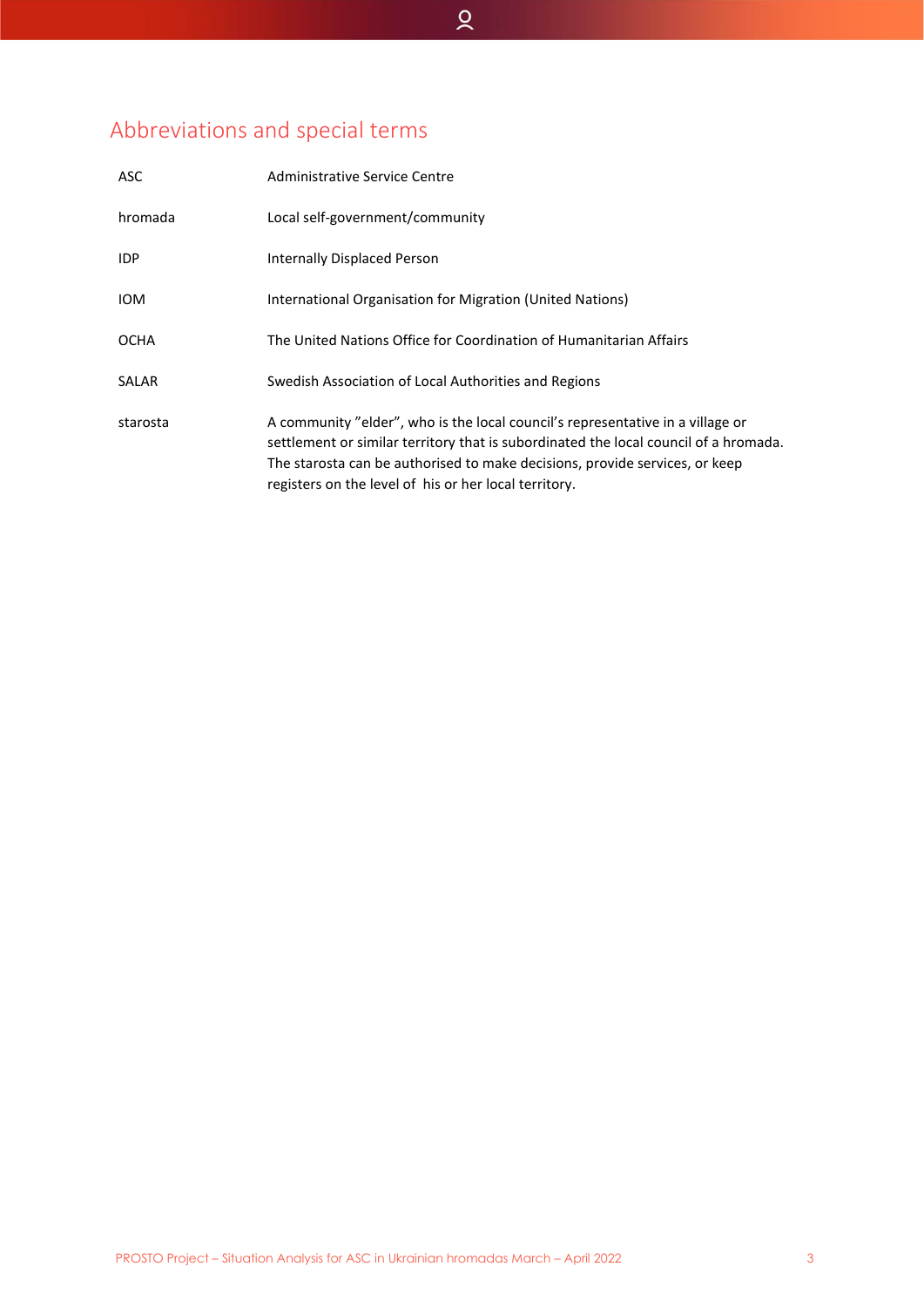## Abbreviations and special terms

| | |
|---|---|
| ASC | Administrative Service Centre |
| hromada | Local self-government/community |
| IDP | Internally Displaced Person |
| IOM | International Organisation for Migration (United Nations) |
| OCHA | The United Nations Office for Coordination of Humanitarian Affairs |
| SALAR | Swedish Association of Local Authorities and Regions |
| starosta | A community ”elder”, who is the local council’s representative in a village or settlement or similar territory that is subordinated the local council of a hromada. The starosta can be authorised to make decisions, provide services, or keep registers on the level of his or her local territory. |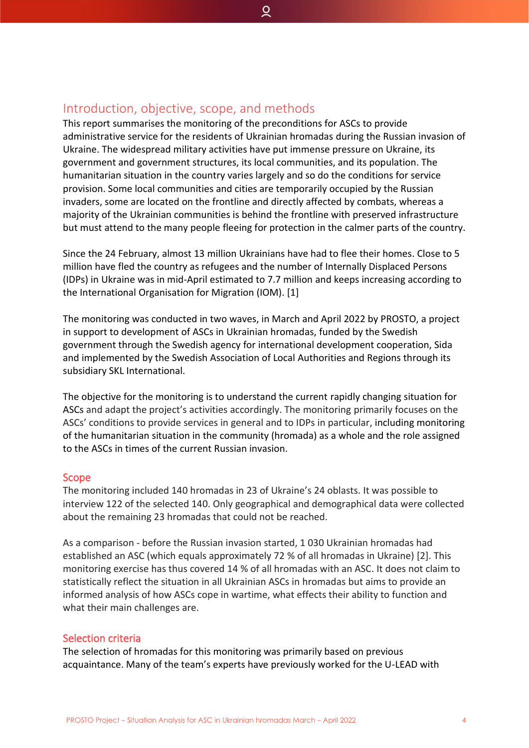## Introduction, objective, scope, and methods

This report summarises the monitoring of the preconditions for ASCs to provide administrative service for the residents of Ukrainian hromadas during the Russian invasion of Ukraine. The widespread military activities have put immense pressure on Ukraine, its government and government structures, its local communities, and its population. The humanitarian situation in the country varies largely and so do the conditions for service provision. Some local communities and cities are temporarily occupied by the Russian invaders, some are located on the frontline and directly affected by combats, whereas a majority of the Ukrainian communities is behind the frontline with preserved infrastructure but must attend to the many people fleeing for protection in the calmer parts of the country.

Since the 24 February, almost 13 million Ukrainians have had to flee their homes. Close to 5 million have fled the country as refugees and the number of Internally Displaced Persons (IDPs) in Ukraine was in mid-April estimated to 7.7 million and keeps increasing according to the International Organisation for Migration (IOM). [1]

The monitoring was conducted in two waves, in March and April 2022 by PROSTO, a project in support to development of ASCs in Ukrainian hromadas, funded by the Swedish government through the Swedish agency for international development cooperation, Sida and implemented by the Swedish Association of Local Authorities and Regions through its subsidiary SKL International.

The objective for the monitoring is to understand the current rapidly changing situation for ASCs and adapt the project's activities accordingly. The monitoring primarily focuses on the ASCs' conditions to provide services in general and to IDPs in particular, including monitoring of the humanitarian situation in the community (hromada) as a whole and the role assigned to the ASCs in times of the current Russian invasion.

### Scope

The monitoring included 140 hromadas in 23 of Ukraine's 24 oblasts. It was possible to interview 122 of the selected 140. Only geographical and demographical data were collected about the remaining 23 hromadas that could not be reached.

As a comparison - before the Russian invasion started, 1 030 Ukrainian hromadas had established an ASC (which equals approximately 72 % of all hromadas in Ukraine) [2]. This monitoring exercise has thus covered 14 % of all hromadas with an ASC. It does not claim to statistically reflect the situation in all Ukrainian ASCs in hromadas but aims to provide an informed analysis of how ASCs cope in wartime, what effects their ability to function and what their main challenges are.

### Selection criteria

The selection of hromadas for this monitoring was primarily based on previous acquaintance. Many of the team's experts have previously worked for the U-LEAD with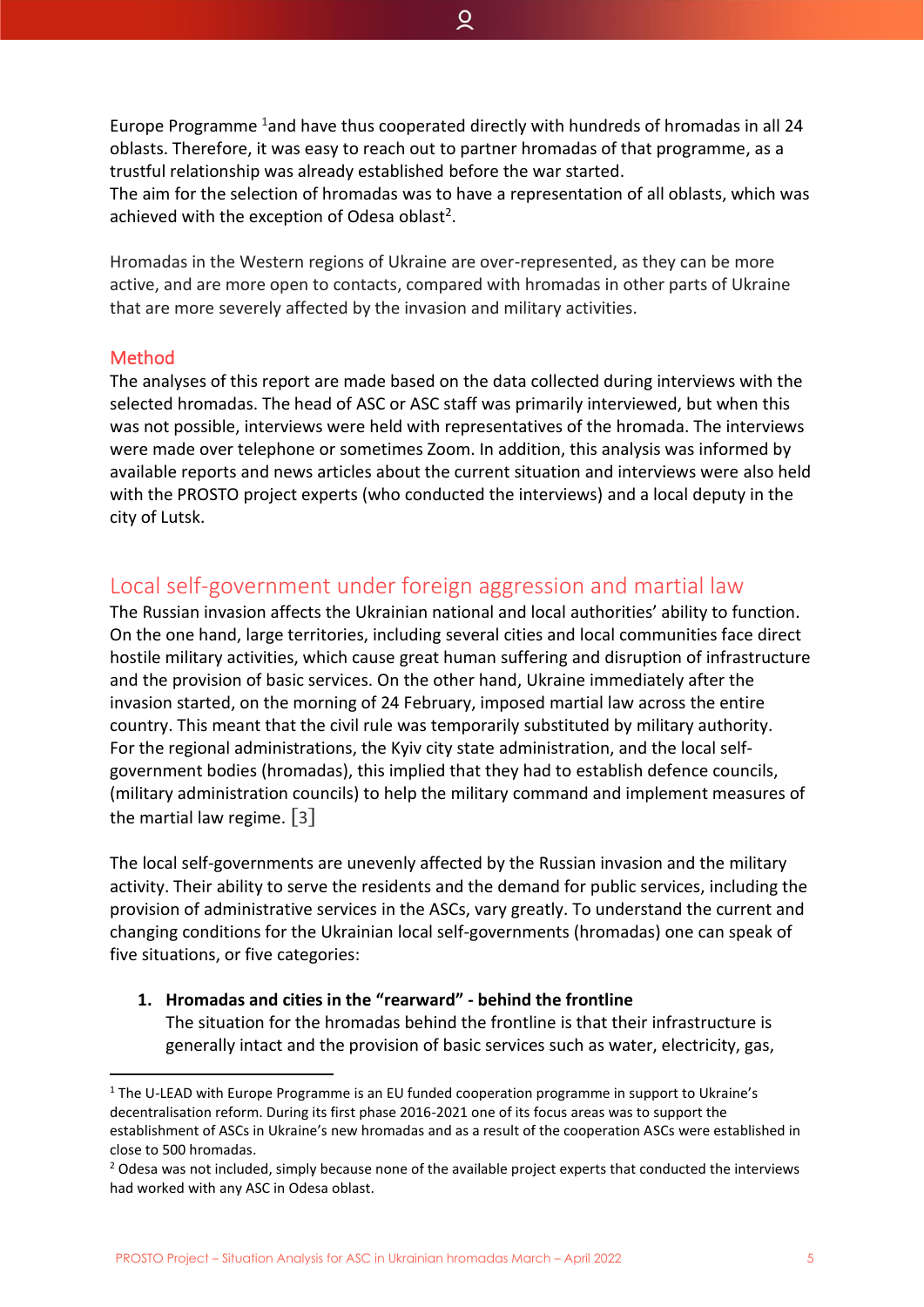Europe Programme [1]and have thus cooperated directly with hundreds of hromadas in all 24 oblasts. Therefore, it was easy to reach out to partner hromadas of that programme, as a trustful relationship was already established before the war started.
The aim for the selection of hromadas was to have a representation of all oblasts, which was achieved with the exception of Odesa oblast[2].

Hromadas in the Western regions of Ukraine are over-represented, as they can be more active, and are more open to contacts, compared with hromadas in other parts of Ukraine that are more severely affected by the invasion and military activities.

### Method

The analyses of this report are made based on the data collected during interviews with the selected hromadas. The head of ASC or ASC staff was primarily interviewed, but when this was not possible, interviews were held with representatives of the hromada. The interviews were made over telephone or sometimes Zoom. In addition, this analysis was informed by available reports and news articles about the current situation and interviews were also held with the PROSTO project experts (who conducted the interviews) and a local deputy in the city of Lutsk.

## Local self-government under foreign aggression and martial law

The Russian invasion affects the Ukrainian national and local authorities' ability to function. On the one hand, large territories, including several cities and local communities face direct hostile military activities, which cause great human suffering and disruption of infrastructure and the provision of basic services. On the other hand, Ukraine immediately after the invasion started, on the morning of 24 February, imposed martial law across the entire country. This meant that the civil rule was temporarily substituted by military authority. For the regional administrations, the Kyiv city state administration, and the local self-government bodies (hromadas), this implied that they had to establish defence councils, (military administration councils) to help the military command and implement measures of the martial law regime. [3]

The local self-governments are unevenly affected by the Russian invasion and the military activity. Their ability to serve the residents and the demand for public services, including the provision of administrative services in the ASCs, vary greatly. To understand the current and changing conditions for the Ukrainian local self-governments (hromadas) one can speak of five situations, or five categories:

1. **Hromadas and cities in the "rearward" - behind the frontline**
   The situation for the hromadas behind the frontline is that their infrastructure is generally intact and the provision of basic services such as water, electricity, gas,

---

[1] The U-LEAD with Europe Programme is an EU funded cooperation programme in support to Ukraine's decentralisation reform. During its first phase 2016-2021 one of its focus areas was to support the establishment of ASCs in Ukraine's new hromadas and as a result of the cooperation ASCs were established in close to 500 hromadas.

[2] Odesa was not included, simply because none of the available project experts that conducted the interviews had worked with any ASC in Odesa oblast.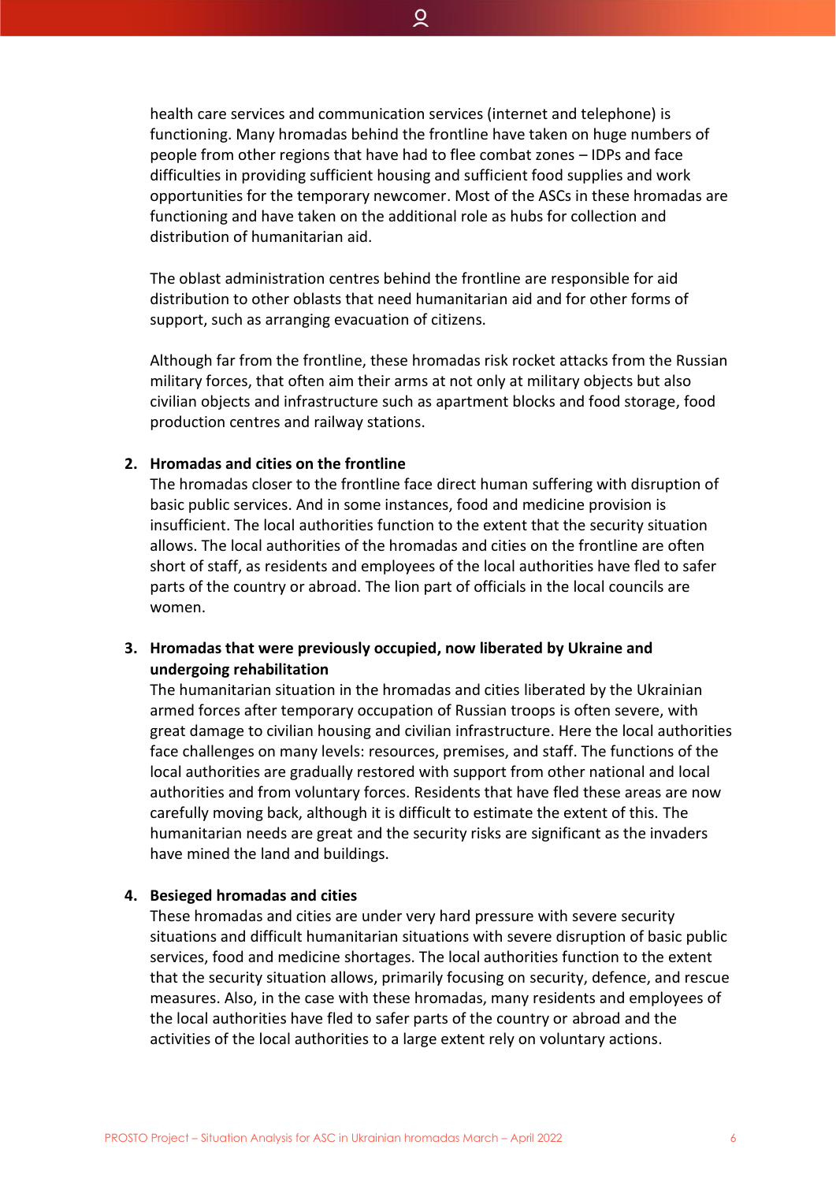health care services and communication services (internet and telephone) is functioning. Many hromadas behind the frontline have taken on huge numbers of people from other regions that have had to flee combat zones – IDPs and face difficulties in providing sufficient housing and sufficient food supplies and work opportunities for the temporary newcomer. Most of the ASCs in these hromadas are functioning and have taken on the additional role as hubs for collection and distribution of humanitarian aid.

The oblast administration centres behind the frontline are responsible for aid distribution to other oblasts that need humanitarian aid and for other forms of support, such as arranging evacuation of citizens.

Although far from the frontline, these hromadas risk rocket attacks from the Russian military forces, that often aim their arms at not only at military objects but also civilian objects and infrastructure such as apartment blocks and food storage, food production centres and railway stations.

2. **Hromadas and cities on the frontline**
   The hromadas closer to the frontline face direct human suffering with disruption of basic public services. And in some instances, food and medicine provision is insufficient. The local authorities function to the extent that the security situation allows. The local authorities of the hromadas and cities on the frontline are often short of staff, as residents and employees of the local authorities have fled to safer parts of the country or abroad. The lion part of officials in the local councils are women.

3. **Hromadas that were previously occupied, now liberated by Ukraine and undergoing rehabilitation**
   The humanitarian situation in the hromadas and cities liberated by the Ukrainian armed forces after temporary occupation of Russian troops is often severe, with great damage to civilian housing and civilian infrastructure. Here the local authorities face challenges on many levels: resources, premises, and staff. The functions of the local authorities are gradually restored with support from other national and local authorities and from voluntary forces. Residents that have fled these areas are now carefully moving back, although it is difficult to estimate the extent of this. The humanitarian needs are great and the security risks are significant as the invaders have mined the land and buildings.

4. **Besieged hromadas and cities**
   These hromadas and cities are under very hard pressure with severe security situations and difficult humanitarian situations with severe disruption of basic public services, food and medicine shortages. The local authorities function to the extent that the security situation allows, primarily focusing on security, defence, and rescue measures. Also, in the case with these hromadas, many residents and employees of the local authorities have fled to safer parts of the country or abroad and the activities of the local authorities to a large extent rely on voluntary actions.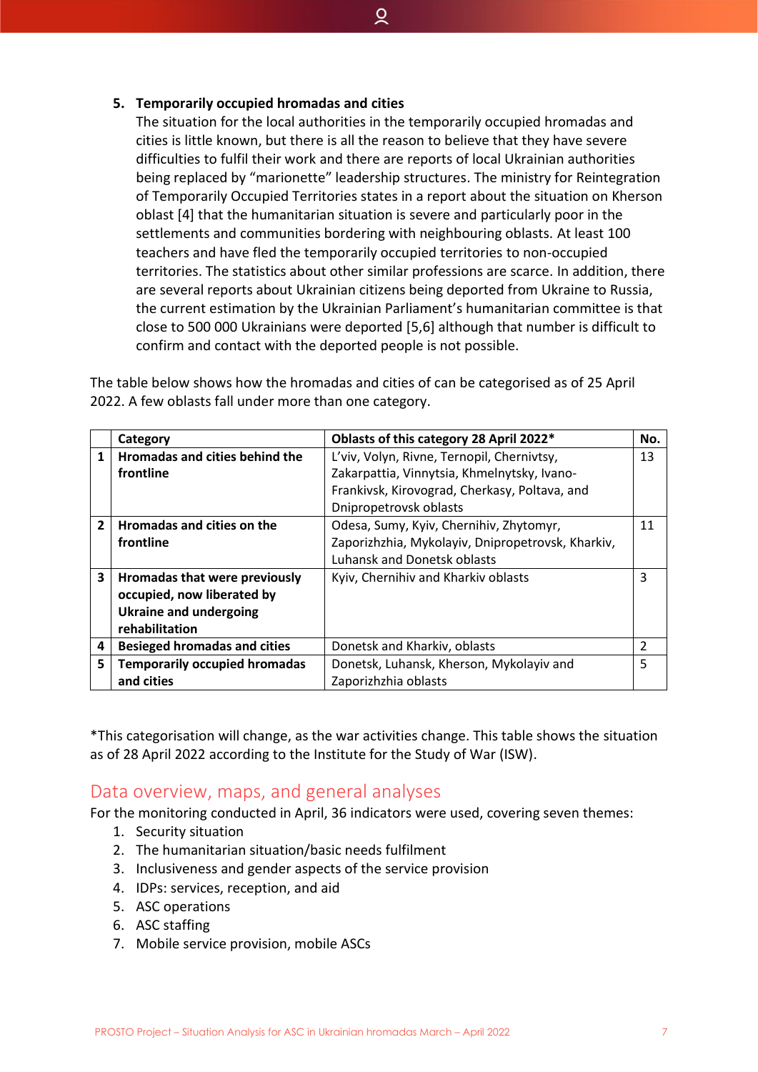5. **Temporarily occupied hromadas and cities**
   The situation for the local authorities in the temporarily occupied hromadas and cities is little known, but there is all the reason to believe that they have severe difficulties to fulfil their work and there are reports of local Ukrainian authorities being replaced by "marionette" leadership structures. The ministry for Reintegration of Temporarily Occupied Territories states in a report about the situation on Kherson oblast [4] that the humanitarian situation is severe and particularly poor in the settlements and communities bordering with neighbouring oblasts. At least 100 teachers and have fled the temporarily occupied territories to non-occupied territories. The statistics about other similar professions are scarce. In addition, there are several reports about Ukrainian citizens being deported from Ukraine to Russia, the current estimation by the Ukrainian Parliament's humanitarian committee is that close to 500 000 Ukrainians were deported [5,6] although that number is difficult to confirm and contact with the deported people is not possible.

The table below shows how the hromadas and cities of can be categorised as of 25 April 2022. A few oblasts fall under more than one category.

| | Category | Oblasts of this category 28 April 2022* | No. |
|---|---|---|---|
| 1 | **Hromadas and cities behind the frontline** | L'viv, Volyn, Rivne, Ternopil, Chernivtsy, Zakarpattia, Vinnytsia, Khmelnytsky, Ivano-Frankivsk, Kirovograd, Cherkasy, Poltava, and Dnipropetrovsk oblasts | 13 |
| 2 | **Hromadas and cities on the frontline** | Odesa, Sumy, Kyiv, Chernihiv, Zhytomyr, Zaporizhzhia, Mykolayiv, Dnipropetrovsk, Kharkiv, Luhansk and Donetsk oblasts | 11 |
| 3 | **Hromadas that were previously occupied, now liberated by Ukraine and undergoing rehabilitation** | Kyiv, Chernihiv and Kharkiv oblasts | 3 |
| 4 | **Besieged hromadas and cities** | Donetsk and Kharkiv, oblasts | 2 |
| 5 | **Temporarily occupied hromadas and cities** | Donetsk, Luhansk, Kherson, Mykolayiv and Zaporizhzhia oblasts | 5 |

*This categorisation will change, as the war activities change. This table shows the situation as of 28 April 2022 according to the Institute for the Study of War (ISW).

## Data overview, maps, and general analyses

For the monitoring conducted in April, 36 indicators were used, covering seven themes:

1. Security situation
2. The humanitarian situation/basic needs fulfilment
3. Inclusiveness and gender aspects of the service provision
4. IDPs: services, reception, and aid
5. ASC operations
6. ASC staffing
7. Mobile service provision, mobile ASCs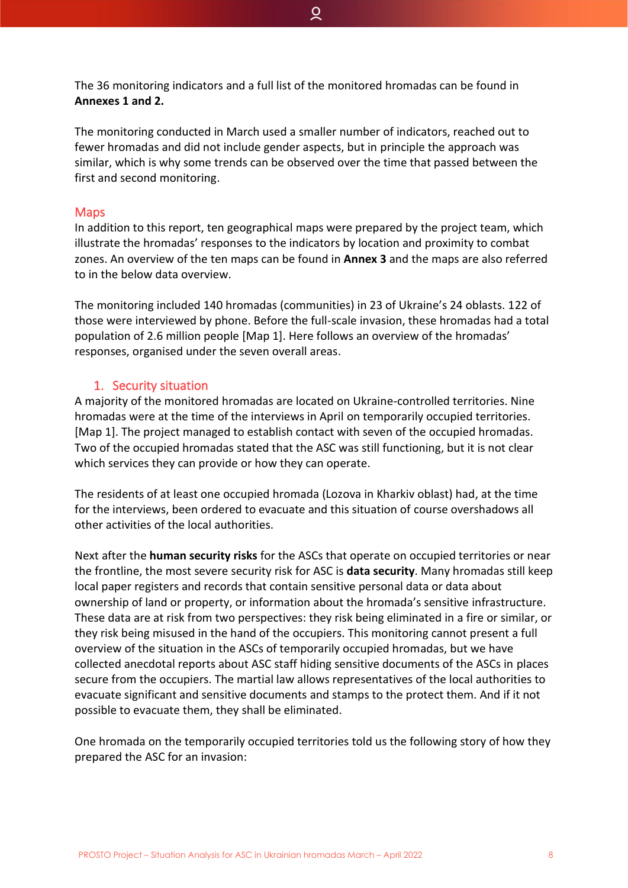The 36 monitoring indicators and a full list of the monitored hromadas can be found in **Annexes 1 and 2.**

The monitoring conducted in March used a smaller number of indicators, reached out to fewer hromadas and did not include gender aspects, but in principle the approach was similar, which is why some trends can be observed over the time that passed between the first and second monitoring.

## Maps

In addition to this report, ten geographical maps were prepared by the project team, which illustrate the hromadas' responses to the indicators by location and proximity to combat zones. An overview of the ten maps can be found in **Annex 3** and the maps are also referred to in the below data overview.

The monitoring included 140 hromadas (communities) in 23 of Ukraine's 24 oblasts. 122 of those were interviewed by phone. Before the full-scale invasion, these hromadas had a total population of 2.6 million people [Map 1]. Here follows an overview of the hromadas' responses, organised under the seven overall areas.

## 1. Security situation

A majority of the monitored hromadas are located on Ukraine-controlled territories. Nine hromadas were at the time of the interviews in April on temporarily occupied territories. [Map 1]. The project managed to establish contact with seven of the occupied hromadas. Two of the occupied hromadas stated that the ASC was still functioning, but it is not clear which services they can provide or how they can operate.

The residents of at least one occupied hromada (Lozova in Kharkiv oblast) had, at the time for the interviews, been ordered to evacuate and this situation of course overshadows all other activities of the local authorities.

Next after the **human security risks** for the ASCs that operate on occupied territories or near the frontline, the most severe security risk for ASC is **data security**. Many hromadas still keep local paper registers and records that contain sensitive personal data or data about ownership of land or property, or information about the hromada's sensitive infrastructure. These data are at risk from two perspectives: they risk being eliminated in a fire or similar, or they risk being misused in the hand of the occupiers. This monitoring cannot present a full overview of the situation in the ASCs of temporarily occupied hromadas, but we have collected anecdotal reports about ASC staff hiding sensitive documents of the ASCs in places secure from the occupiers. The martial law allows representatives of the local authorities to evacuate significant and sensitive documents and stamps to the protect them. And if it not possible to evacuate them, they shall be eliminated.

One hromada on the temporarily occupied territories told us the following story of how they prepared the ASC for an invasion: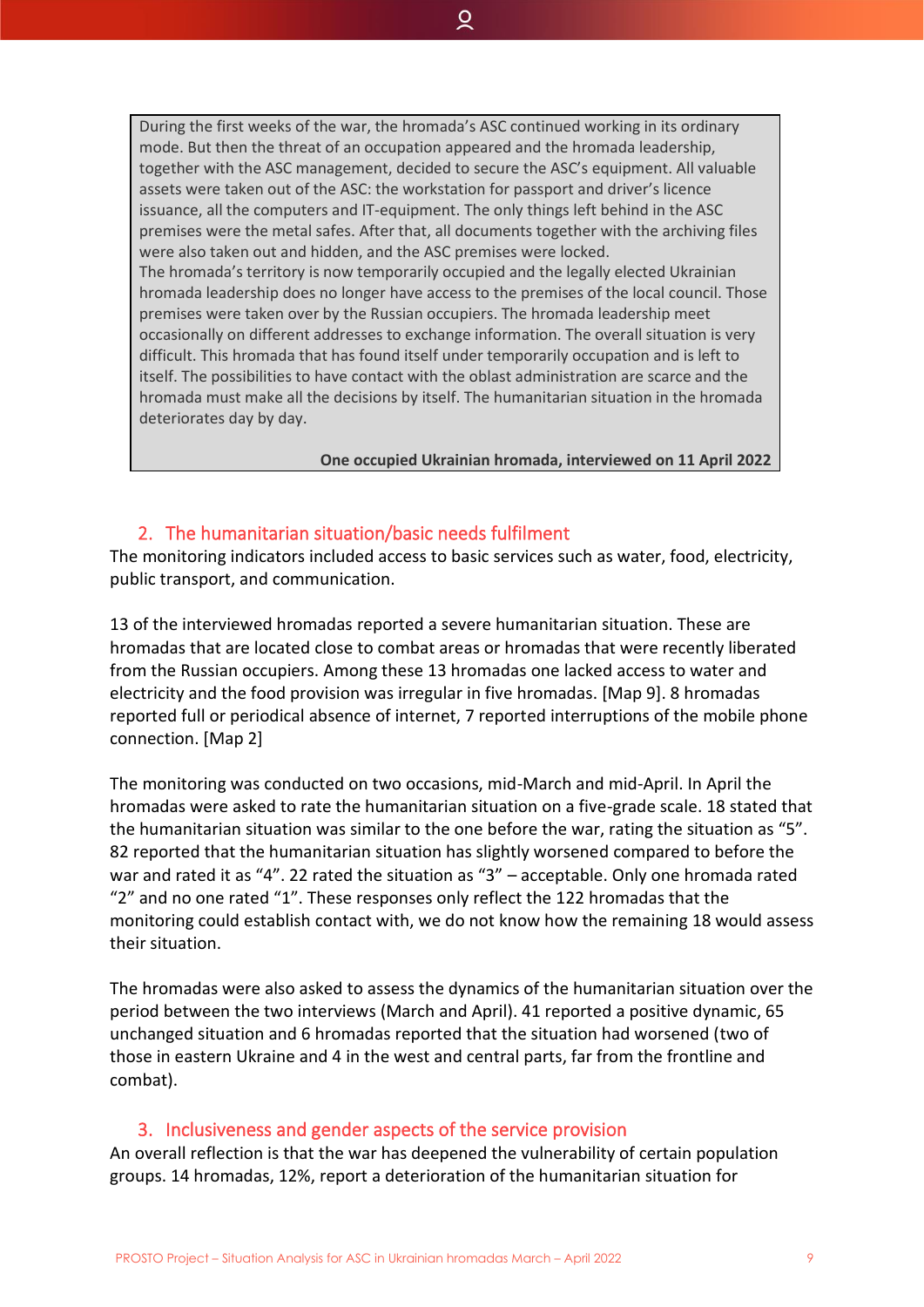During the first weeks of the war, the hromada's ASC continued working in its ordinary mode. But then the threat of an occupation appeared and the hromada leadership, together with the ASC management, decided to secure the ASC's equipment. All valuable assets were taken out of the ASC: the workstation for passport and driver's licence issuance, all the computers and IT-equipment. The only things left behind in the ASC premises were the metal safes. After that, all documents together with the archiving files were also taken out and hidden, and the ASC premises were locked.
The hromada's territory is now temporarily occupied and the legally elected Ukrainian hromada leadership does no longer have access to the premises of the local council. Those premises were taken over by the Russian occupiers. The hromada leadership meet occasionally on different addresses to exchange information. The overall situation is very difficult. This hromada that has found itself under temporarily occupation and is left to itself. The possibilities to have contact with the oblast administration are scarce and the hromada must make all the decisions by itself. The humanitarian situation in the hromada deteriorates day by day.

**One occupied Ukrainian hromada, interviewed on 11 April 2022**

## 2. The humanitarian situation/basic needs fulfilment

The monitoring indicators included access to basic services such as water, food, electricity, public transport, and communication.

13 of the interviewed hromadas reported a severe humanitarian situation. These are hromadas that are located close to combat areas or hromadas that were recently liberated from the Russian occupiers. Among these 13 hromadas one lacked access to water and electricity and the food provision was irregular in five hromadas. [Map 9]. 8 hromadas reported full or periodical absence of internet, 7 reported interruptions of the mobile phone connection. [Map 2]

The monitoring was conducted on two occasions, mid-March and mid-April. In April the hromadas were asked to rate the humanitarian situation on a five-grade scale. 18 stated that the humanitarian situation was similar to the one before the war, rating the situation as "5". 82 reported that the humanitarian situation has slightly worsened compared to before the war and rated it as "4". 22 rated the situation as "3" – acceptable. Only one hromada rated "2" and no one rated "1". These responses only reflect the 122 hromadas that the monitoring could establish contact with, we do not know how the remaining 18 would assess their situation.

The hromadas were also asked to assess the dynamics of the humanitarian situation over the period between the two interviews (March and April). 41 reported a positive dynamic, 65 unchanged situation and 6 hromadas reported that the situation had worsened (two of those in eastern Ukraine and 4 in the west and central parts, far from the frontline and combat).

## 3. Inclusiveness and gender aspects of the service provision

An overall reflection is that the war has deepened the vulnerability of certain population groups. 14 hromadas, 12%, report a deterioration of the humanitarian situation for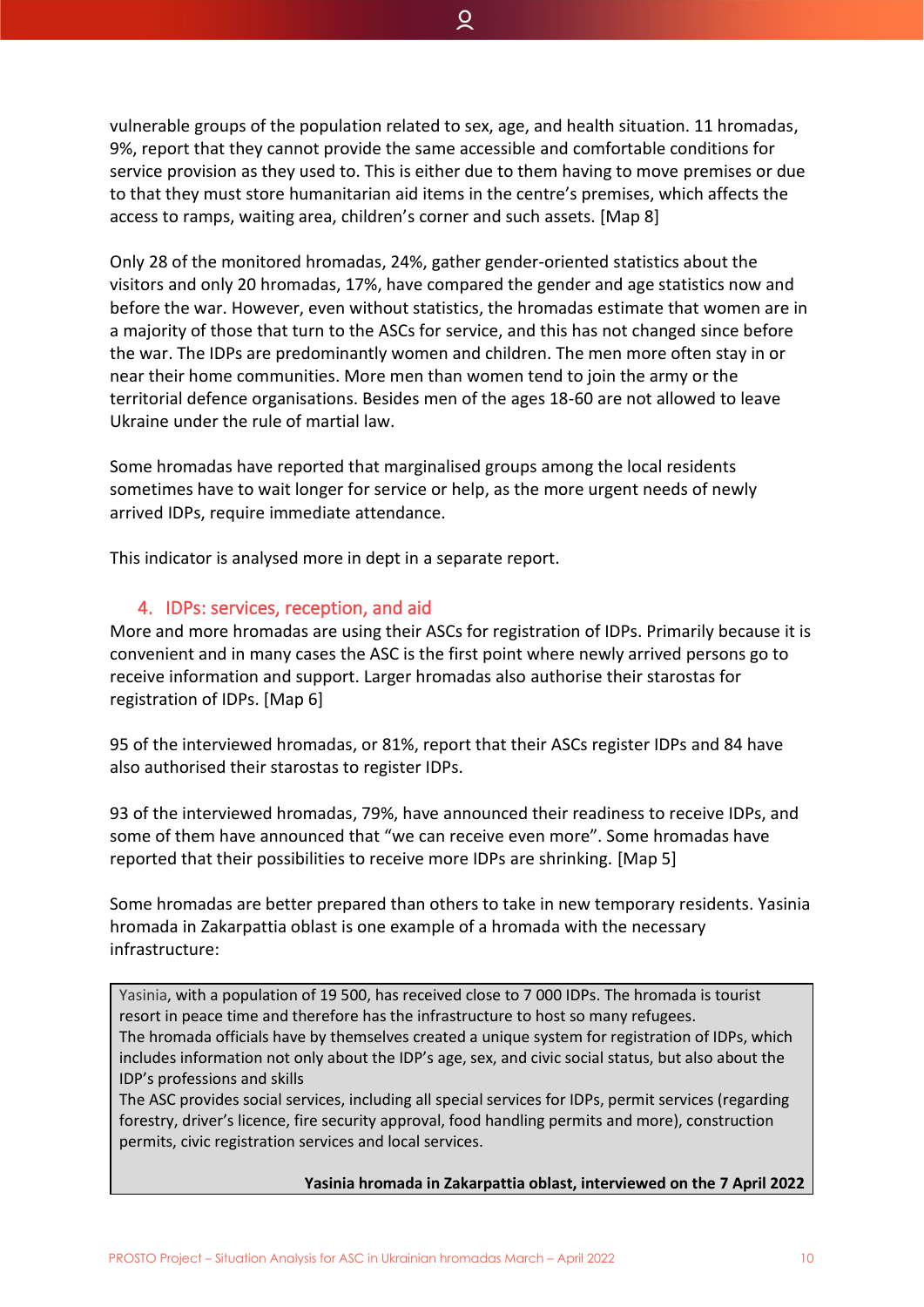vulnerable groups of the population related to sex, age, and health situation. 11 hromadas, 9%, report that they cannot provide the same accessible and comfortable conditions for service provision as they used to. This is either due to them having to move premises or due to that they must store humanitarian aid items in the centre's premises, which affects the access to ramps, waiting area, children's corner and such assets. [Map 8]

Only 28 of the monitored hromadas, 24%, gather gender-oriented statistics about the visitors and only 20 hromadas, 17%, have compared the gender and age statistics now and before the war. However, even without statistics, the hromadas estimate that women are in a majority of those that turn to the ASCs for service, and this has not changed since before the war. The IDPs are predominantly women and children. The men more often stay in or near their home communities. More men than women tend to join the army or the territorial defence organisations. Besides men of the ages 18-60 are not allowed to leave Ukraine under the rule of martial law.

Some hromadas have reported that marginalised groups among the local residents sometimes have to wait longer for service or help, as the more urgent needs of newly arrived IDPs, require immediate attendance.

This indicator is analysed more in dept in a separate report.

## 4. IDPs: services, reception, and aid

More and more hromadas are using their ASCs for registration of IDPs. Primarily because it is convenient and in many cases the ASC is the first point where newly arrived persons go to receive information and support. Larger hromadas also authorise their starostas for registration of IDPs. [Map 6]

95 of the interviewed hromadas, or 81%, report that their ASCs register IDPs and 84 have also authorised their starostas to register IDPs.

93 of the interviewed hromadas, 79%, have announced their readiness to receive IDPs, and some of them have announced that "we can receive even more". Some hromadas have reported that their possibilities to receive more IDPs are shrinking. [Map 5]

Some hromadas are better prepared than others to take in new temporary residents. Yasinia hromada in Zakarpattia oblast is one example of a hromada with the necessary infrastructure:

> Yasinia, with a population of 19 500, has received close to 7 000 IDPs. The hromada is tourist resort in peace time and therefore has the infrastructure to host so many refugees.
> The hromada officials have by themselves created a unique system for registration of IDPs, which includes information not only about the IDP's age, sex, and civic social status, but also about the IDP's professions and skills
> The ASC provides social services, including all special services for IDPs, permit services (regarding forestry, driver's licence, fire security approval, food handling permits and more), construction permits, civic registration services and local services.
>
> **Yasinia hromada in Zakarpattia oblast, interviewed on the 7 April 2022**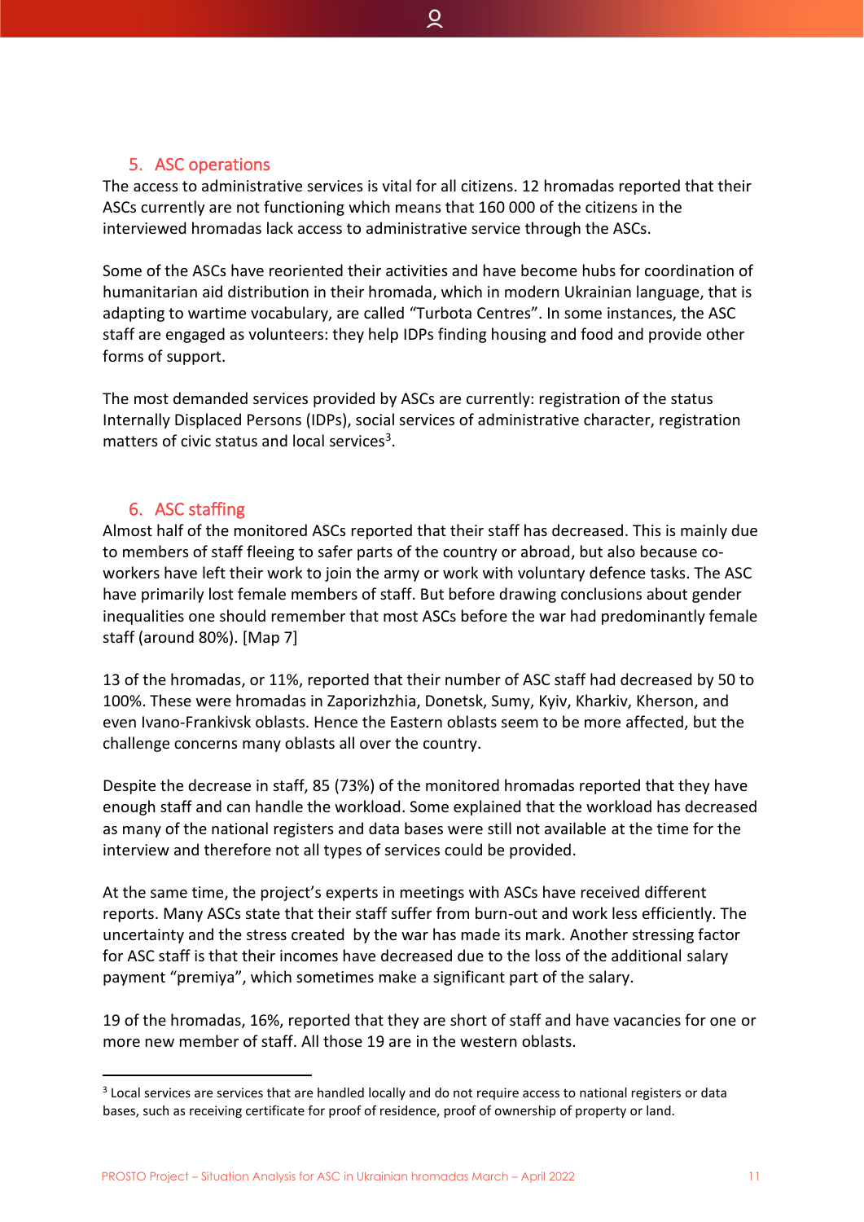## 5. ASC operations

The access to administrative services is vital for all citizens. 12 hromadas reported that their ASCs currently are not functioning which means that 160 000 of the citizens in the interviewed hromadas lack access to administrative service through the ASCs.

Some of the ASCs have reoriented their activities and have become hubs for coordination of humanitarian aid distribution in their hromada, which in modern Ukrainian language, that is adapting to wartime vocabulary, are called "Turbota Centres". In some instances, the ASC staff are engaged as volunteers: they help IDPs finding housing and food and provide other forms of support.

The most demanded services provided by ASCs are currently: registration of the status Internally Displaced Persons (IDPs), social services of administrative character, registration matters of civic status and local services[3].

## 6. ASC staffing

Almost half of the monitored ASCs reported that their staff has decreased. This is mainly due to members of staff fleeing to safer parts of the country or abroad, but also because co-workers have left their work to join the army or work with voluntary defence tasks. The ASC have primarily lost female members of staff. But before drawing conclusions about gender inequalities one should remember that most ASCs before the war had predominantly female staff (around 80%). [Map 7]

13 of the hromadas, or 11%, reported that their number of ASC staff had decreased by 50 to 100%. These were hromadas in Zaporizhzhia, Donetsk, Sumy, Kyiv, Kharkiv, Kherson, and even Ivano-Frankivsk oblasts. Hence the Eastern oblasts seem to be more affected, but the challenge concerns many oblasts all over the country.

Despite the decrease in staff, 85 (73%) of the monitored hromadas reported that they have enough staff and can handle the workload. Some explained that the workload has decreased as many of the national registers and data bases were still not available at the time for the interview and therefore not all types of services could be provided.

At the same time, the project's experts in meetings with ASCs have received different reports. Many ASCs state that their staff suffer from burn-out and work less efficiently. The uncertainty and the stress created by the war has made its mark. Another stressing factor for ASC staff is that their incomes have decreased due to the loss of the additional salary payment "premiya", which sometimes make a significant part of the salary.

19 of the hromadas, 16%, reported that they are short of staff and have vacancies for one or more new member of staff. All those 19 are in the western oblasts.

---

[3] Local services are services that are handled locally and do not require access to national registers or data bases, such as receiving certificate for proof of residence, proof of ownership of property or land.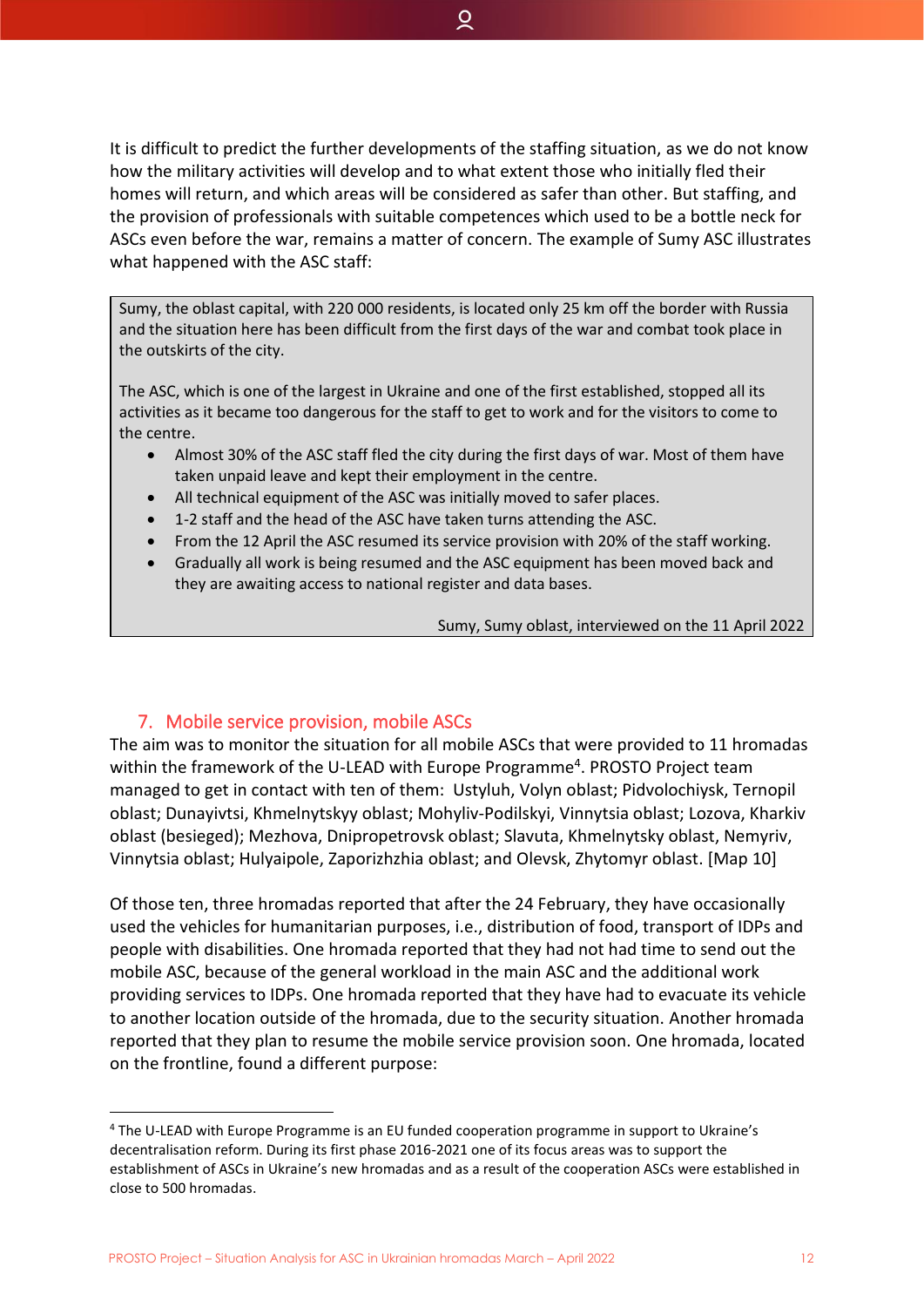It is difficult to predict the further developments of the staffing situation, as we do not know how the military activities will develop and to what extent those who initially fled their homes will return, and which areas will be considered as safer than other. But staffing, and the provision of professionals with suitable competences which used to be a bottle neck for ASCs even before the war, remains a matter of concern. The example of Sumy ASC illustrates what happened with the ASC staff:

> Sumy, the oblast capital, with 220 000 residents, is located only 25 km off the border with Russia and the situation here has been difficult from the first days of the war and combat took place in the outskirts of the city.
>
> The ASC, which is one of the largest in Ukraine and one of the first established, stopped all its activities as it became too dangerous for the staff to get to work and for the visitors to come to the centre.
>
> - Almost 30% of the ASC staff fled the city during the first days of war. Most of them have taken unpaid leave and kept their employment in the centre.
> - All technical equipment of the ASC was initially moved to safer places.
> - 1-2 staff and the head of the ASC have taken turns attending the ASC.
> - From the 12 April the ASC resumed its service provision with 20% of the staff working.
> - Gradually all work is being resumed and the ASC equipment has been moved back and they are awaiting access to national register and data bases.
>
> Sumy, Sumy oblast, interviewed on the 11 April 2022

## 7. Mobile service provision, mobile ASCs

The aim was to monitor the situation for all mobile ASCs that were provided to 11 hromadas within the framework of the U-LEAD with Europe Programme[4]. PROSTO Project team managed to get in contact with ten of them: Ustyluh, Volyn oblast; Pidvolochiysk, Ternopil oblast; Dunayivtsi, Khmelnytskyy oblast; Mohyliv-Podilskyi, Vinnytsia oblast; Lozova, Kharkiv oblast (besieged); Mezhova, Dnipropetrovsk oblast; Slavuta, Khmelnytsky oblast, Nemyriv, Vinnytsia oblast; Hulyaipole, Zaporizhzhia oblast; and Olevsk, Zhytomyr oblast. [Map 10]

Of those ten, three hromadas reported that after the 24 February, they have occasionally used the vehicles for humanitarian purposes, i.e., distribution of food, transport of IDPs and people with disabilities. One hromada reported that they had not had time to send out the mobile ASC, because of the general workload in the main ASC and the additional work providing services to IDPs. One hromada reported that they have had to evacuate its vehicle to another location outside of the hromada, due to the security situation. Another hromada reported that they plan to resume the mobile service provision soon. One hromada, located on the frontline, found a different purpose:

---

[4] The U-LEAD with Europe Programme is an EU funded cooperation programme in support to Ukraine's decentralisation reform. During its first phase 2016-2021 one of its focus areas was to support the establishment of ASCs in Ukraine's new hromadas and as a result of the cooperation ASCs were established in close to 500 hromadas.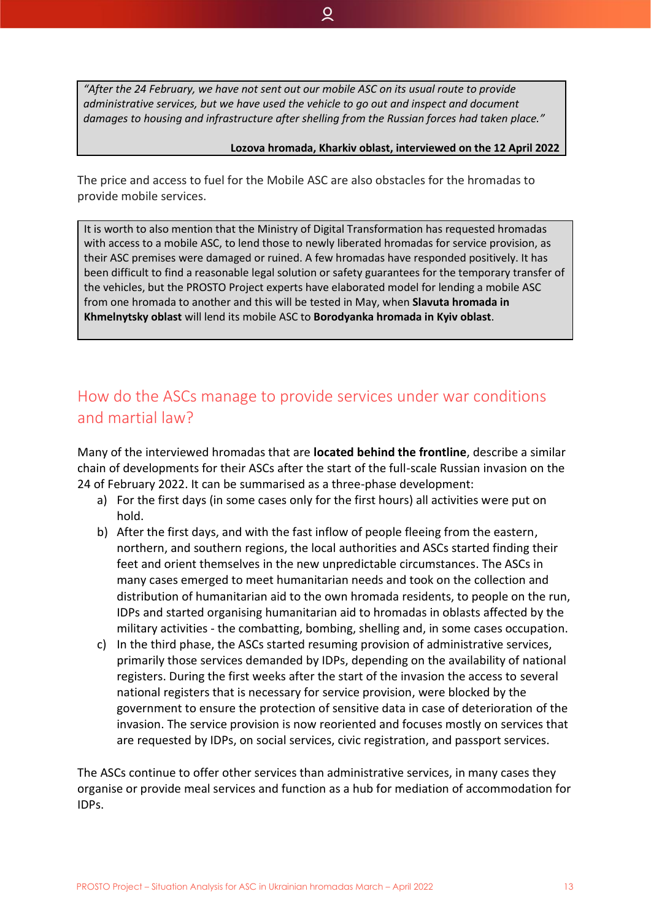> *"After the 24 February, we have not sent out our mobile ASC on its usual route to provide administrative services, but we have used the vehicle to go out and inspect and document damages to housing and infrastructure after shelling from the Russian forces had taken place."*
>
> **Lozova hromada, Kharkiv oblast, interviewed on the 12 April 2022**

The price and access to fuel for the Mobile ASC are also obstacles for the hromadas to provide mobile services.

> It is worth to also mention that the Ministry of Digital Transformation has requested hromadas with access to a mobile ASC, to lend those to newly liberated hromadas for service provision, as their ASC premises were damaged or ruined. A few hromadas have responded positively. It has been difficult to find a reasonable legal solution or safety guarantees for the temporary transfer of the vehicles, but the PROSTO Project experts have elaborated model for lending a mobile ASC from one hromada to another and this will be tested in May, when **Slavuta hromada in Khmelnytsky oblast** will lend its mobile ASC to **Borodyanka hromada in Kyiv oblast**.

## How do the ASCs manage to provide services under war conditions and martial law?

Many of the interviewed hromadas that are **located behind the frontline**, describe a similar chain of developments for their ASCs after the start of the full-scale Russian invasion on the 24 of February 2022. It can be summarised as a three-phase development:

a) For the first days (in some cases only for the first hours) all activities were put on hold.
b) After the first days, and with the fast inflow of people fleeing from the eastern, northern, and southern regions, the local authorities and ASCs started finding their feet and orient themselves in the new unpredictable circumstances. The ASCs in many cases emerged to meet humanitarian needs and took on the collection and distribution of humanitarian aid to the own hromada residents, to people on the run, IDPs and started organising humanitarian aid to hromadas in oblasts affected by the military activities - the combatting, bombing, shelling and, in some cases occupation.
c) In the third phase, the ASCs started resuming provision of administrative services, primarily those services demanded by IDPs, depending on the availability of national registers. During the first weeks after the start of the invasion the access to several national registers that is necessary for service provision, were blocked by the government to ensure the protection of sensitive data in case of deterioration of the invasion. The service provision is now reoriented and focuses mostly on services that are requested by IDPs, on social services, civic registration, and passport services.

The ASCs continue to offer other services than administrative services, in many cases they organise or provide meal services and function as a hub for mediation of accommodation for IDPs.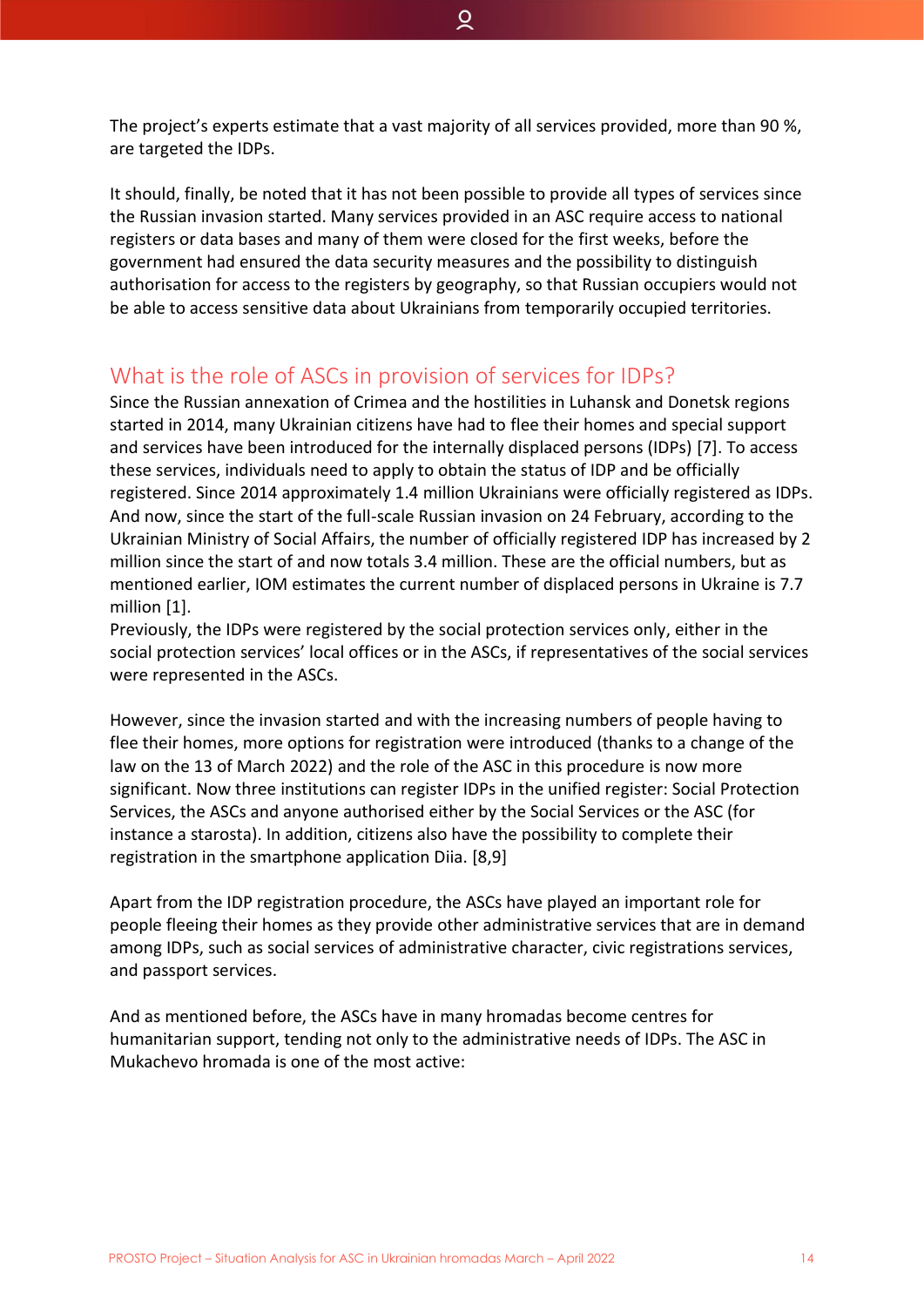The project's experts estimate that a vast majority of all services provided, more than 90 %, are targeted the IDPs.

It should, finally, be noted that it has not been possible to provide all types of services since the Russian invasion started. Many services provided in an ASC require access to national registers or data bases and many of them were closed for the first weeks, before the government had ensured the data security measures and the possibility to distinguish authorisation for access to the registers by geography, so that Russian occupiers would not be able to access sensitive data about Ukrainians from temporarily occupied territories.

## What is the role of ASCs in provision of services for IDPs?

Since the Russian annexation of Crimea and the hostilities in Luhansk and Donetsk regions started in 2014, many Ukrainian citizens have had to flee their homes and special support and services have been introduced for the internally displaced persons (IDPs) [7]. To access these services, individuals need to apply to obtain the status of IDP and be officially registered. Since 2014 approximately 1.4 million Ukrainians were officially registered as IDPs. And now, since the start of the full-scale Russian invasion on 24 February, according to the Ukrainian Ministry of Social Affairs, the number of officially registered IDP has increased by 2 million since the start of and now totals 3.4 million. These are the official numbers, but as mentioned earlier, IOM estimates the current number of displaced persons in Ukraine is 7.7 million [1].
Previously, the IDPs were registered by the social protection services only, either in the social protection services' local offices or in the ASCs, if representatives of the social services were represented in the ASCs.

However, since the invasion started and with the increasing numbers of people having to flee their homes, more options for registration were introduced (thanks to a change of the law on the 13 of March 2022) and the role of the ASC in this procedure is now more significant. Now three institutions can register IDPs in the unified register: Social Protection Services, the ASCs and anyone authorised either by the Social Services or the ASC (for instance a starosta). In addition, citizens also have the possibility to complete their registration in the smartphone application Diia. [8,9]

Apart from the IDP registration procedure, the ASCs have played an important role for people fleeing their homes as they provide other administrative services that are in demand among IDPs, such as social services of administrative character, civic registrations services, and passport services.

And as mentioned before, the ASCs have in many hromadas become centres for humanitarian support, tending not only to the administrative needs of IDPs. The ASC in Mukachevo hromada is one of the most active: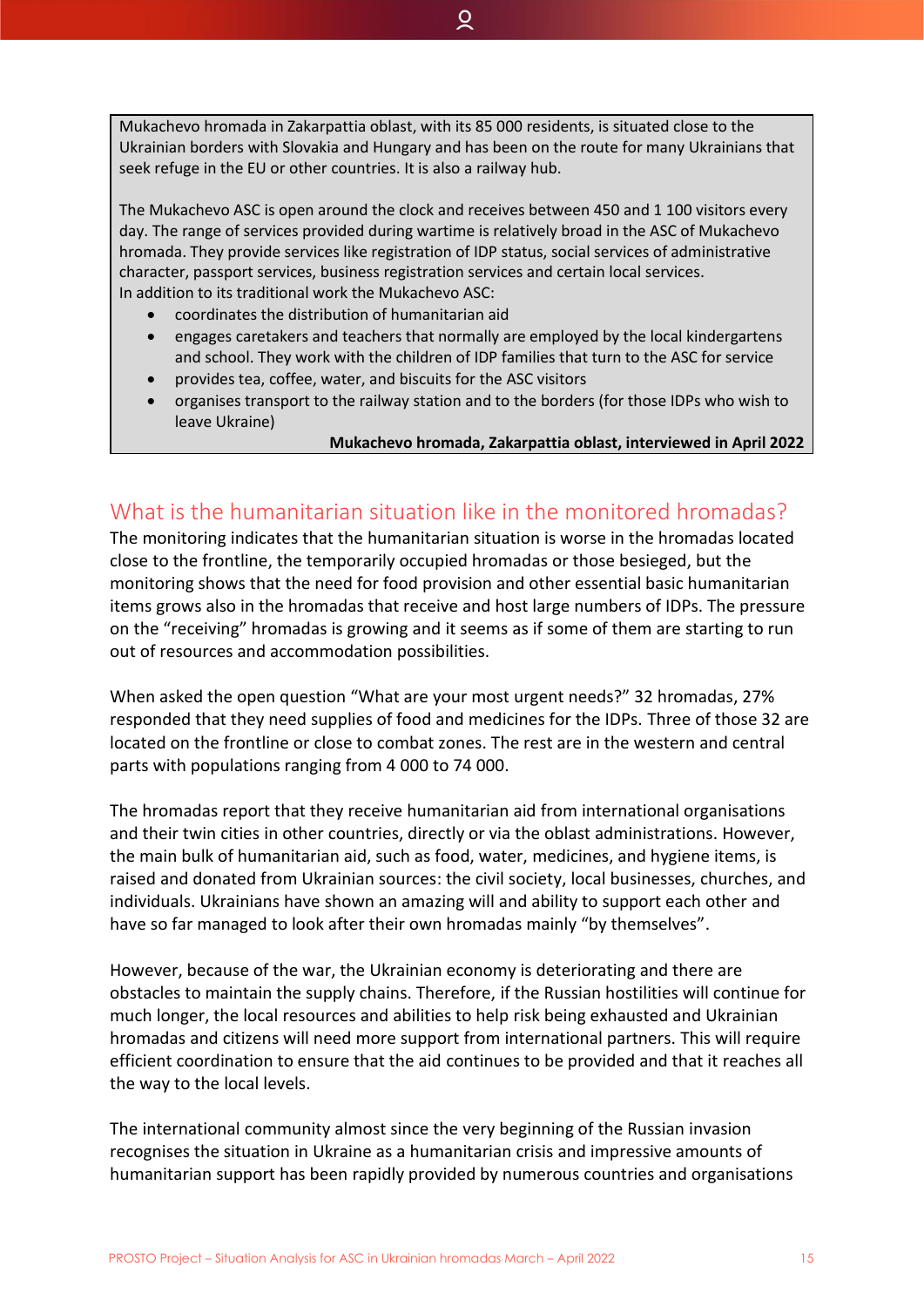Mukachevo hromada in Zakarpattia oblast, with its 85 000 residents, is situated close to the Ukrainian borders with Slovakia and Hungary and has been on the route for many Ukrainians that seek refuge in the EU or other countries. It is also a railway hub.

The Mukachevo ASC is open around the clock and receives between 450 and 1 100 visitors every day. The range of services provided during wartime is relatively broad in the ASC of Mukachevo hromada. They provide services like registration of IDP status, social services of administrative character, passport services, business registration services and certain local services.
In addition to its traditional work the Mukachevo ASC:

- coordinates the distribution of humanitarian aid
- engages caretakers and teachers that normally are employed by the local kindergartens and school. They work with the children of IDP families that turn to the ASC for service
- provides tea, coffee, water, and biscuits for the ASC visitors
- organises transport to the railway station and to the borders (for those IDPs who wish to leave Ukraine)

**Mukachevo hromada, Zakarpattia oblast, interviewed in April 2022**

## What is the humanitarian situation like in the monitored hromadas?

The monitoring indicates that the humanitarian situation is worse in the hromadas located close to the frontline, the temporarily occupied hromadas or those besieged, but the monitoring shows that the need for food provision and other essential basic humanitarian items grows also in the hromadas that receive and host large numbers of IDPs. The pressure on the "receiving" hromadas is growing and it seems as if some of them are starting to run out of resources and accommodation possibilities.

When asked the open question "What are your most urgent needs?" 32 hromadas, 27% responded that they need supplies of food and medicines for the IDPs. Three of those 32 are located on the frontline or close to combat zones. The rest are in the western and central parts with populations ranging from 4 000 to 74 000.

The hromadas report that they receive humanitarian aid from international organisations and their twin cities in other countries, directly or via the oblast administrations. However, the main bulk of humanitarian aid, such as food, water, medicines, and hygiene items, is raised and donated from Ukrainian sources: the civil society, local businesses, churches, and individuals. Ukrainians have shown an amazing will and ability to support each other and have so far managed to look after their own hromadas mainly "by themselves".

However, because of the war, the Ukrainian economy is deteriorating and there are obstacles to maintain the supply chains. Therefore, if the Russian hostilities will continue for much longer, the local resources and abilities to help risk being exhausted and Ukrainian hromadas and citizens will need more support from international partners. This will require efficient coordination to ensure that the aid continues to be provided and that it reaches all the way to the local levels.

The international community almost since the very beginning of the Russian invasion recognises the situation in Ukraine as a humanitarian crisis and impressive amounts of humanitarian support has been rapidly provided by numerous countries and organisations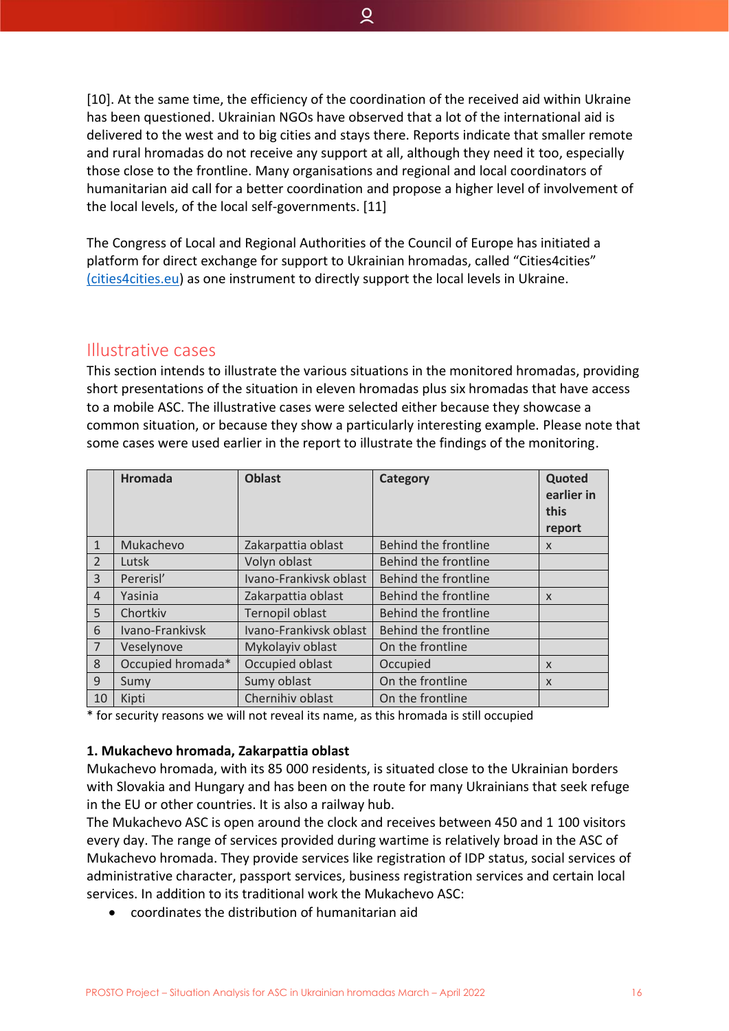[10]. At the same time, the efficiency of the coordination of the received aid within Ukraine has been questioned. Ukrainian NGOs have observed that a lot of the international aid is delivered to the west and to big cities and stays there. Reports indicate that smaller remote and rural hromadas do not receive any support at all, although they need it too, especially those close to the frontline. Many organisations and regional and local coordinators of humanitarian aid call for a better coordination and propose a higher level of involvement of the local levels, of the local self-governments. [11]

The Congress of Local and Regional Authorities of the Council of Europe has initiated a platform for direct exchange for support to Ukrainian hromadas, called "Cities4cities" (cities4cities.eu) as one instrument to directly support the local levels in Ukraine.

## Illustrative cases

This section intends to illustrate the various situations in the monitored hromadas, providing short presentations of the situation in eleven hromadas plus six hromadas that have access to a mobile ASC. The illustrative cases were selected either because they showcase a common situation, or because they show a particularly interesting example. Please note that some cases were used earlier in the report to illustrate the findings of the monitoring.

| | Hromada | Oblast | Category | Quoted earlier in this report |
|---|---|---|---|---|
| 1 | Mukachevo | Zakarpattia oblast | Behind the frontline | x |
| 2 | Lutsk | Volyn oblast | Behind the frontline | |
| 3 | Pererisl' | Ivano-Frankivsk oblast | Behind the frontline | |
| 4 | Yasinia | Zakarpattia oblast | Behind the frontline | x |
| 5 | Chortkiv | Ternopil oblast | Behind the frontline | |
| 6 | Ivano-Frankivsk | Ivano-Frankivsk oblast | Behind the frontline | |
| 7 | Veselynove | Mykolayiv oblast | On the frontline | |
| 8 | Occupied hromada* | Occupied oblast | Occupied | x |
| 9 | Sumy | Sumy oblast | On the frontline | x |
| 10 | Kipti | Chernihiv oblast | On the frontline | |

* for security reasons we will not reveal its name, as this hromada is still occupied

**1. Mukachevo hromada, Zakarpattia oblast**

Mukachevo hromada, with its 85 000 residents, is situated close to the Ukrainian borders with Slovakia and Hungary and has been on the route for many Ukrainians that seek refuge in the EU or other countries. It is also a railway hub.

The Mukachevo ASC is open around the clock and receives between 450 and 1 100 visitors every day. The range of services provided during wartime is relatively broad in the ASC of Mukachevo hromada. They provide services like registration of IDP status, social services of administrative character, passport services, business registration services and certain local services. In addition to its traditional work the Mukachevo ASC:

- coordinates the distribution of humanitarian aid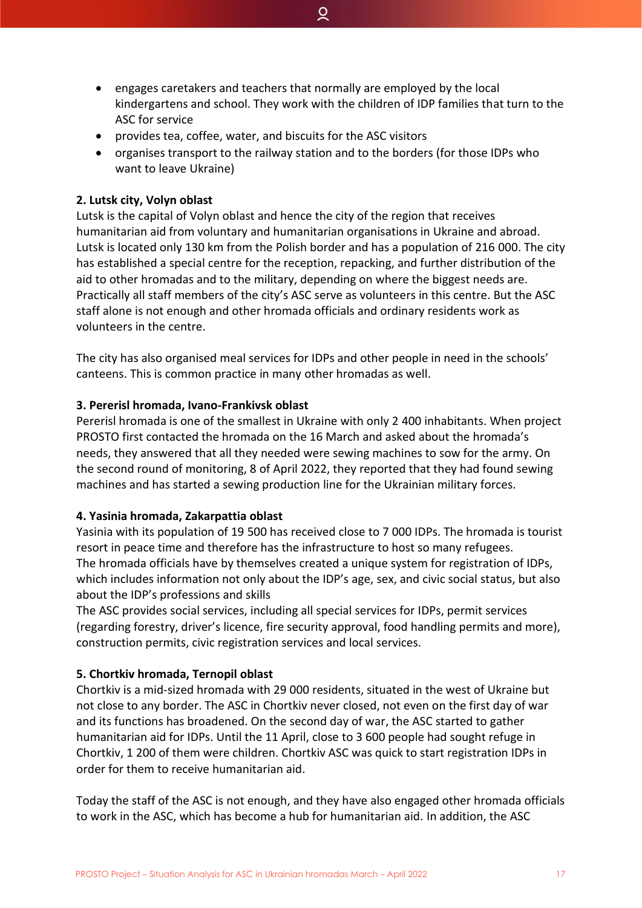- engages caretakers and teachers that normally are employed by the local kindergartens and school. They work with the children of IDP families that turn to the ASC for service
- provides tea, coffee, water, and biscuits for the ASC visitors
- organises transport to the railway station and to the borders (for those IDPs who want to leave Ukraine)

**2. Lutsk city, Volyn oblast**

Lutsk is the capital of Volyn oblast and hence the city of the region that receives humanitarian aid from voluntary and humanitarian organisations in Ukraine and abroad. Lutsk is located only 130 km from the Polish border and has a population of 216 000. The city has established a special centre for the reception, repacking, and further distribution of the aid to other hromadas and to the military, depending on where the biggest needs are. Practically all staff members of the city's ASC serve as volunteers in this centre. But the ASC staff alone is not enough and other hromada officials and ordinary residents work as volunteers in the centre.

The city has also organised meal services for IDPs and other people in need in the schools' canteens. This is common practice in many other hromadas as well.

**3. Pererisl hromada, Ivano-Frankivsk oblast**

Pererisl hromada is one of the smallest in Ukraine with only 2 400 inhabitants. When project PROSTO first contacted the hromada on the 16 March and asked about the hromada's needs, they answered that all they needed were sewing machines to sow for the army. On the second round of monitoring, 8 of April 2022, they reported that they had found sewing machines and has started a sewing production line for the Ukrainian military forces.

**4. Yasinia hromada, Zakarpattia oblast**

Yasinia with its population of 19 500 has received close to 7 000 IDPs. The hromada is tourist resort in peace time and therefore has the infrastructure to host so many refugees.
The hromada officials have by themselves created a unique system for registration of IDPs, which includes information not only about the IDP's age, sex, and civic social status, but also about the IDP's professions and skills
The ASC provides social services, including all special services for IDPs, permit services (regarding forestry, driver's licence, fire security approval, food handling permits and more), construction permits, civic registration services and local services.

**5. Chortkiv hromada, Ternopil oblast**

Chortkiv is a mid-sized hromada with 29 000 residents, situated in the west of Ukraine but not close to any border. The ASC in Chortkiv never closed, not even on the first day of war and its functions has broadened. On the second day of war, the ASC started to gather humanitarian aid for IDPs. Until the 11 April, close to 3 600 people had sought refuge in Chortkiv, 1 200 of them were children. Chortkiv ASC was quick to start registration IDPs in order for them to receive humanitarian aid.

Today the staff of the ASC is not enough, and they have also engaged other hromada officials to work in the ASC, which has become a hub for humanitarian aid. In addition, the ASC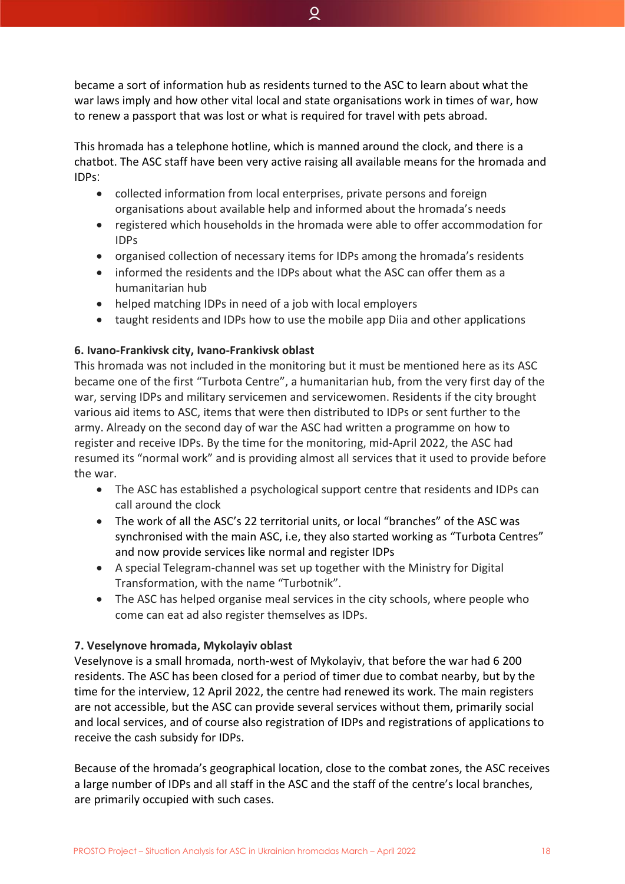became a sort of information hub as residents turned to the ASC to learn about what the war laws imply and how other vital local and state organisations work in times of war, how to renew a passport that was lost or what is required for travel with pets abroad.

This hromada has a telephone hotline, which is manned around the clock, and there is a chatbot. The ASC staff have been very active raising all available means for the hromada and IDPs:

- collected information from local enterprises, private persons and foreign organisations about available help and informed about the hromada's needs
- registered which households in the hromada were able to offer accommodation for IDPs
- organised collection of necessary items for IDPs among the hromada's residents
- informed the residents and the IDPs about what the ASC can offer them as a humanitarian hub
- helped matching IDPs in need of a job with local employers
- taught residents and IDPs how to use the mobile app Diia and other applications

**6. Ivano-Frankivsk city, Ivano-Frankivsk oblast**

This hromada was not included in the monitoring but it must be mentioned here as its ASC became one of the first "Turbota Centre", a humanitarian hub, from the very first day of the war, serving IDPs and military servicemen and servicewomen. Residents if the city brought various aid items to ASC, items that were then distributed to IDPs or sent further to the army. Already on the second day of war the ASC had written a programme on how to register and receive IDPs. By the time for the monitoring, mid-April 2022, the ASC had resumed its "normal work" and is providing almost all services that it used to provide before the war.

- The ASC has established a psychological support centre that residents and IDPs can call around the clock
- The work of all the ASC's 22 territorial units, or local "branches" of the ASC was synchronised with the main ASC, i.e, they also started working as "Turbota Centres" and now provide services like normal and register IDPs
- A special Telegram-channel was set up together with the Ministry for Digital Transformation, with the name "Turbotnik".
- The ASC has helped organise meal services in the city schools, where people who come can eat ad also register themselves as IDPs.

**7. Veselynove hromada, Mykolayiv oblast**

Veselynove is a small hromada, north-west of Mykolayiv, that before the war had 6 200 residents. The ASC has been closed for a period of timer due to combat nearby, but by the time for the interview, 12 April 2022, the centre had renewed its work. The main registers are not accessible, but the ASC can provide several services without them, primarily social and local services, and of course also registration of IDPs and registrations of applications to receive the cash subsidy for IDPs.

Because of the hromada's geographical location, close to the combat zones, the ASC receives a large number of IDPs and all staff in the ASC and the staff of the centre's local branches, are primarily occupied with such cases.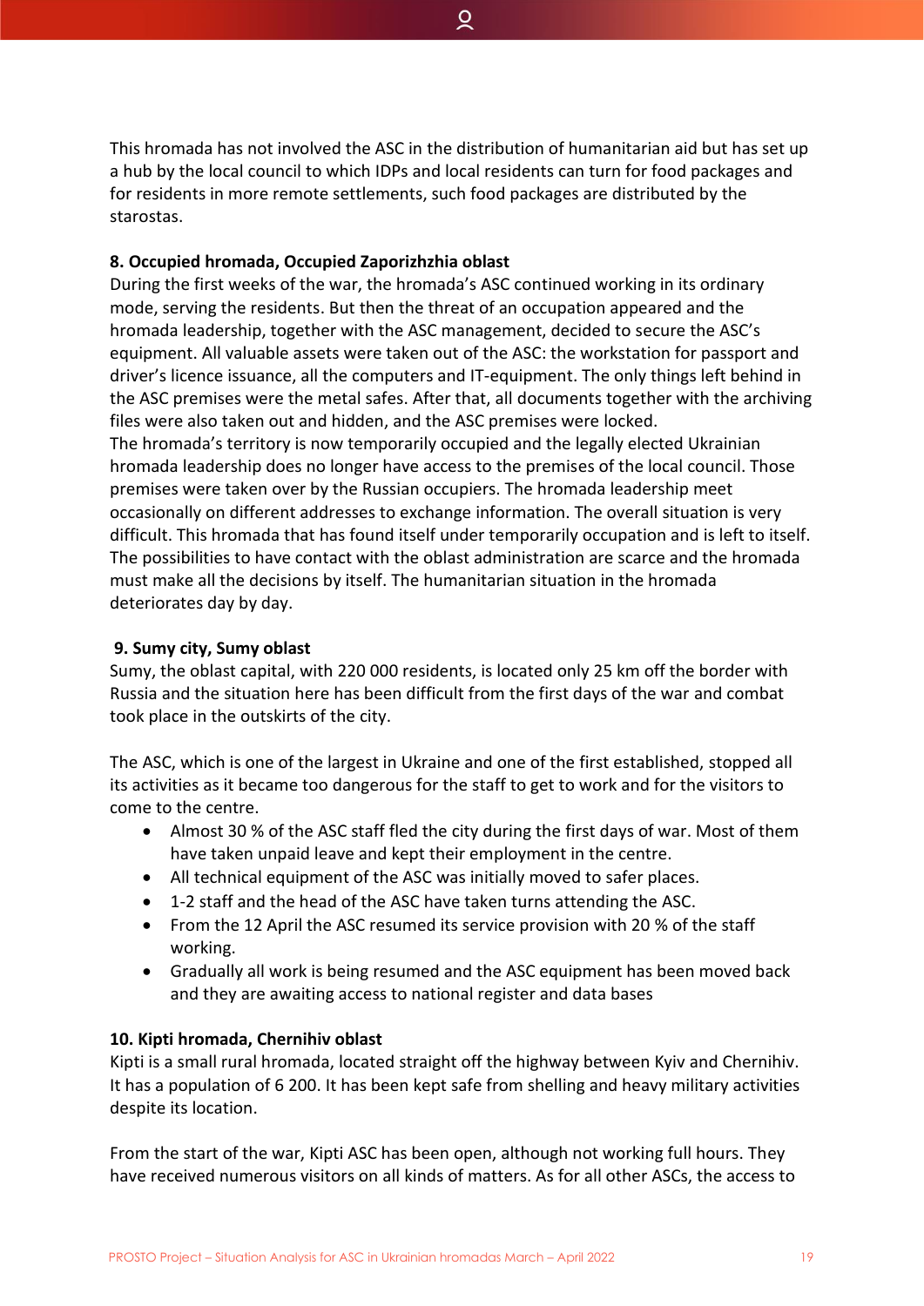This hromada has not involved the ASC in the distribution of humanitarian aid but has set up a hub by the local council to which IDPs and local residents can turn for food packages and for residents in more remote settlements, such food packages are distributed by the starostas.

**8. Occupied hromada, Occupied Zaporizhzhia oblast**

During the first weeks of the war, the hromada's ASC continued working in its ordinary mode, serving the residents. But then the threat of an occupation appeared and the hromada leadership, together with the ASC management, decided to secure the ASC's equipment. All valuable assets were taken out of the ASC: the workstation for passport and driver's licence issuance, all the computers and IT-equipment. The only things left behind in the ASC premises were the metal safes. After that, all documents together with the archiving files were also taken out and hidden, and the ASC premises were locked.
The hromada's territory is now temporarily occupied and the legally elected Ukrainian hromada leadership does no longer have access to the premises of the local council. Those premises were taken over by the Russian occupiers. The hromada leadership meet occasionally on different addresses to exchange information. The overall situation is very difficult. This hromada that has found itself under temporarily occupation and is left to itself. The possibilities to have contact with the oblast administration are scarce and the hromada must make all the decisions by itself. The humanitarian situation in the hromada deteriorates day by day.

**9. Sumy city, Sumy oblast**

Sumy, the oblast capital, with 220 000 residents, is located only 25 km off the border with Russia and the situation here has been difficult from the first days of the war and combat took place in the outskirts of the city.

The ASC, which is one of the largest in Ukraine and one of the first established, stopped all its activities as it became too dangerous for the staff to get to work and for the visitors to come to the centre.

- Almost 30 % of the ASC staff fled the city during the first days of war. Most of them have taken unpaid leave and kept their employment in the centre.
- All technical equipment of the ASC was initially moved to safer places.
- 1-2 staff and the head of the ASC have taken turns attending the ASC.
- From the 12 April the ASC resumed its service provision with 20 % of the staff working.
- Gradually all work is being resumed and the ASC equipment has been moved back and they are awaiting access to national register and data bases

**10. Kipti hromada, Chernihiv oblast**

Kipti is a small rural hromada, located straight off the highway between Kyiv and Chernihiv. It has a population of 6 200. It has been kept safe from shelling and heavy military activities despite its location.

From the start of the war, Kipti ASC has been open, although not working full hours. They have received numerous visitors on all kinds of matters. As for all other ASCs, the access to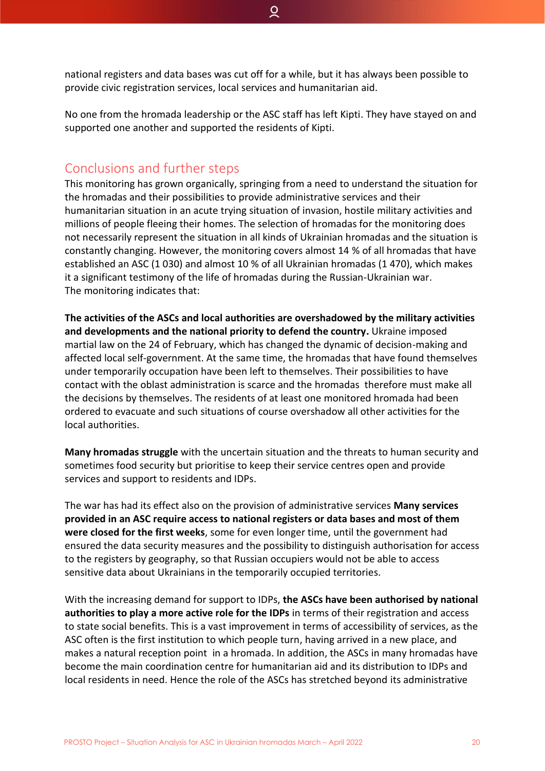national registers and data bases was cut off for a while, but it has always been possible to provide civic registration services, local services and humanitarian aid.

No one from the hromada leadership or the ASC staff has left Kipti. They have stayed on and supported one another and supported the residents of Kipti.

## Conclusions and further steps

This monitoring has grown organically, springing from a need to understand the situation for the hromadas and their possibilities to provide administrative services and their humanitarian situation in an acute trying situation of invasion, hostile military activities and millions of people fleeing their homes. The selection of hromadas for the monitoring does not necessarily represent the situation in all kinds of Ukrainian hromadas and the situation is constantly changing. However, the monitoring covers almost 14 % of all hromadas that have established an ASC (1 030) and almost 10 % of all Ukrainian hromadas (1 470), which makes it a significant testimony of the life of hromadas during the Russian-Ukrainian war.
The monitoring indicates that:

**The activities of the ASCs and local authorities are overshadowed by the military activities and developments and the national priority to defend the country.** Ukraine imposed martial law on the 24 of February, which has changed the dynamic of decision-making and affected local self-government. At the same time, the hromadas that have found themselves under temporarily occupation have been left to themselves. Their possibilities to have contact with the oblast administration is scarce and the hromadas therefore must make all the decisions by themselves. The residents of at least one monitored hromada had been ordered to evacuate and such situations of course overshadow all other activities for the local authorities.

**Many hromadas struggle** with the uncertain situation and the threats to human security and sometimes food security but prioritise to keep their service centres open and provide services and support to residents and IDPs.

The war has had its effect also on the provision of administrative services **Many services provided in an ASC require access to national registers or data bases and most of them were closed for the first weeks**, some for even longer time, until the government had ensured the data security measures and the possibility to distinguish authorisation for access to the registers by geography, so that Russian occupiers would not be able to access sensitive data about Ukrainians in the temporarily occupied territories.

With the increasing demand for support to IDPs, **the ASCs have been authorised by national authorities to play a more active role for the IDPs** in terms of their registration and access to state social benefits. This is a vast improvement in terms of accessibility of services, as the ASC often is the first institution to which people turn, having arrived in a new place, and makes a natural reception point in a hromada. In addition, the ASCs in many hromadas have become the main coordination centre for humanitarian aid and its distribution to IDPs and local residents in need. Hence the role of the ASCs has stretched beyond its administrative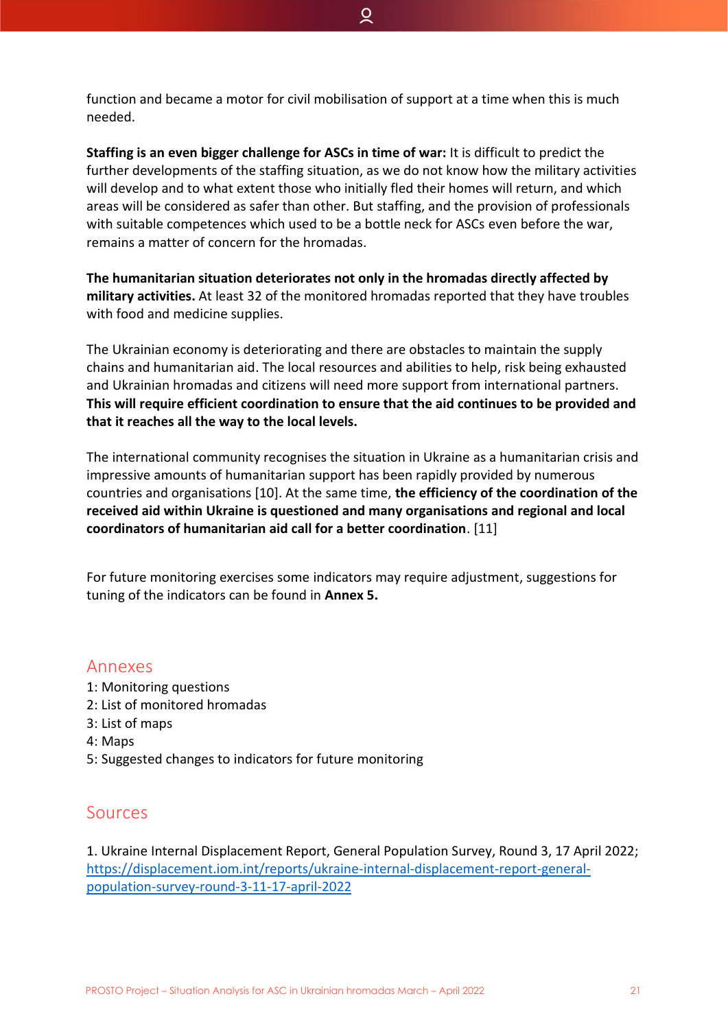function and became a motor for civil mobilisation of support at a time when this is much needed.

**Staffing is an even bigger challenge for ASCs in time of war:** It is difficult to predict the further developments of the staffing situation, as we do not know how the military activities will develop and to what extent those who initially fled their homes will return, and which areas will be considered as safer than other. But staffing, and the provision of professionals with suitable competences which used to be a bottle neck for ASCs even before the war, remains a matter of concern for the hromadas.

**The humanitarian situation deteriorates not only in the hromadas directly affected by military activities.** At least 32 of the monitored hromadas reported that they have troubles with food and medicine supplies.

The Ukrainian economy is deteriorating and there are obstacles to maintain the supply chains and humanitarian aid. The local resources and abilities to help, risk being exhausted and Ukrainian hromadas and citizens will need more support from international partners. **This will require efficient coordination to ensure that the aid continues to be provided and that it reaches all the way to the local levels.**

The international community recognises the situation in Ukraine as a humanitarian crisis and impressive amounts of humanitarian support has been rapidly provided by numerous countries and organisations [10]. At the same time, **the efficiency of the coordination of the received aid within Ukraine is questioned and many organisations and regional and local coordinators of humanitarian aid call for a better coordination**. [11]

For future monitoring exercises some indicators may require adjustment, suggestions for tuning of the indicators can be found in **Annex 5.**

## Annexes

1: Monitoring questions
2: List of monitored hromadas
3: List of maps
4: Maps
5: Suggested changes to indicators for future monitoring

## Sources

1. Ukraine Internal Displacement Report, General Population Survey, Round 3, 17 April 2022; [https://displacement.iom.int/reports/ukraine-internal-displacement-report-general-population-survey-round-3-11-17-april-2022](https://displacement.iom.int/reports/ukraine-internal-displacement-report-general-population-survey-round-3-11-17-april-2022)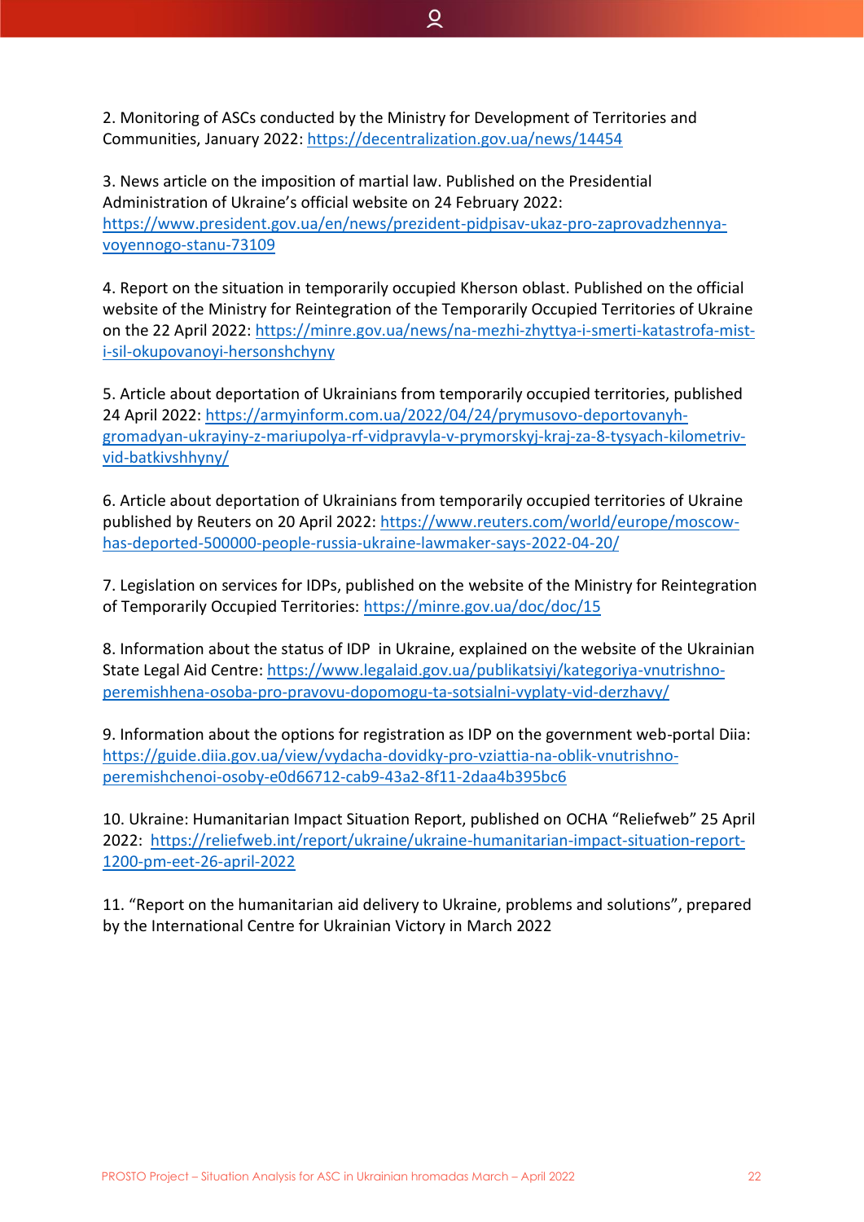2. Monitoring of ASCs conducted by the Ministry for Development of Territories and Communities, January 2022: https://decentralization.gov.ua/news/14454

3. News article on the imposition of martial law. Published on the Presidential Administration of Ukraine's official website on 24 February 2022: https://www.president.gov.ua/en/news/prezident-pidpisav-ukaz-pro-zaprovadzhennya-voyennogo-stanu-73109

4. Report on the situation in temporarily occupied Kherson oblast. Published on the official website of the Ministry for Reintegration of the Temporarily Occupied Territories of Ukraine on the 22 April 2022: https://minre.gov.ua/news/na-mezhi-zhyttya-i-smerti-katastrofa-mist-i-sil-okupovanoyi-hersonshchyny

5. Article about deportation of Ukrainians from temporarily occupied territories, published 24 April 2022: https://armyinform.com.ua/2022/04/24/prymusovo-deportovanyh-gromadyan-ukrayiny-z-mariupolya-rf-vidpravyla-v-prymorskyj-kraj-za-8-tysyach-kilometriv-vid-batkivshhyny/

6. Article about deportation of Ukrainians from temporarily occupied territories of Ukraine published by Reuters on 20 April 2022: https://www.reuters.com/world/europe/moscow-has-deported-500000-people-russia-ukraine-lawmaker-says-2022-04-20/

7. Legislation on services for IDPs, published on the website of the Ministry for Reintegration of Temporarily Occupied Territories: https://minre.gov.ua/doc/doc/15

8. Information about the status of IDP in Ukraine, explained on the website of the Ukrainian State Legal Aid Centre: https://www.legalaid.gov.ua/publikatsiyi/kategoriya-vnutrishno-peremishhena-osoba-pro-pravovu-dopomogu-ta-sotsialni-vyplaty-vid-derzhavy/

9. Information about the options for registration as IDP on the government web-portal Diia: https://guide.diia.gov.ua/view/vydacha-dovidky-pro-vziattia-na-oblik-vnutrishno-peremishchenoi-osoby-e0d66712-cab9-43a2-8f11-2daa4b395bc6

10. Ukraine: Humanitarian Impact Situation Report, published on OCHA "Reliefweb" 25 April 2022: https://reliefweb.int/report/ukraine/ukraine-humanitarian-impact-situation-report-1200-pm-eet-26-april-2022

11. "Report on the humanitarian aid delivery to Ukraine, problems and solutions", prepared by the International Centre for Ukrainian Victory in March 2022